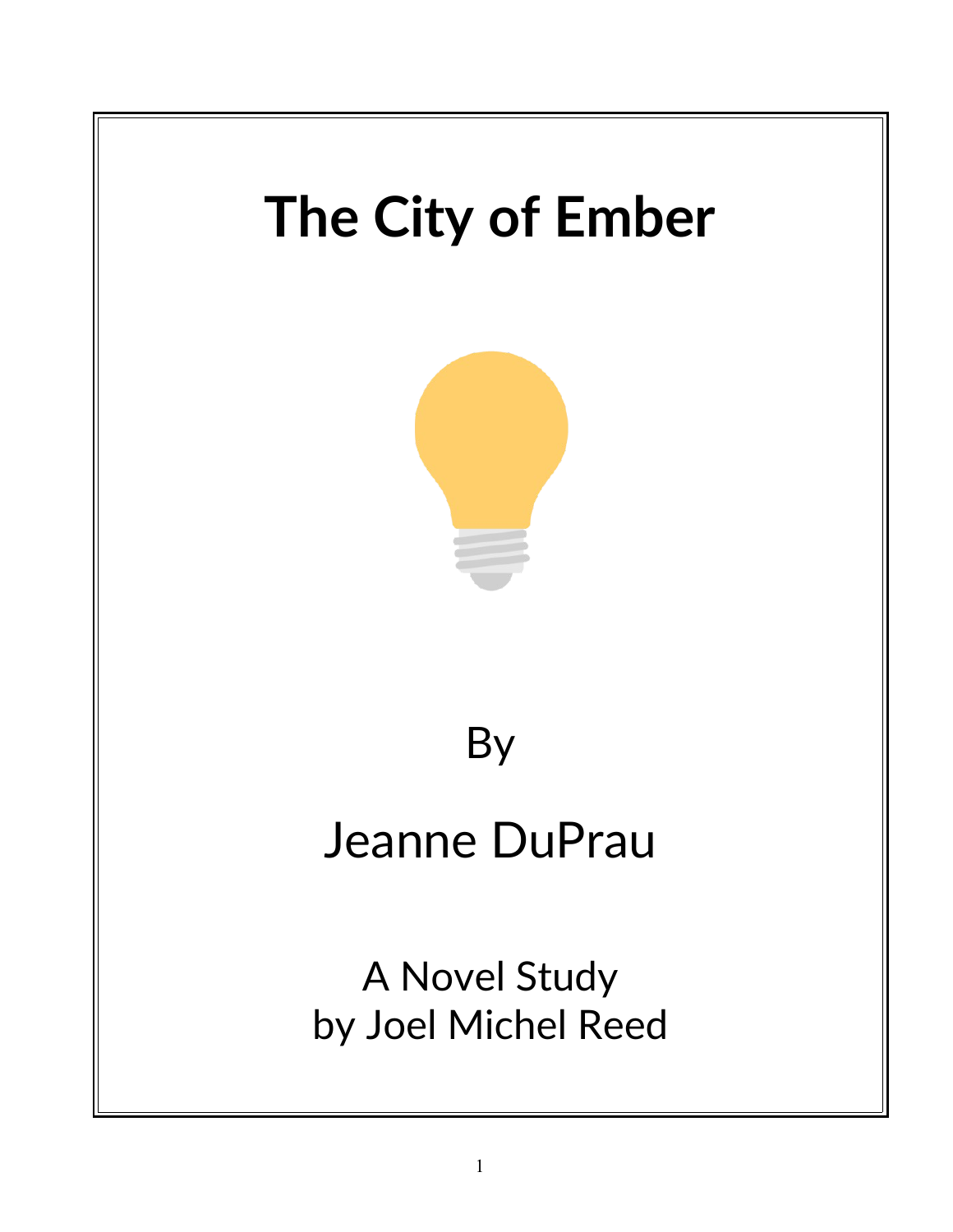# The City of Ember

By

Jeanne DuPrau

A Novel Study
by Joel Michel Reed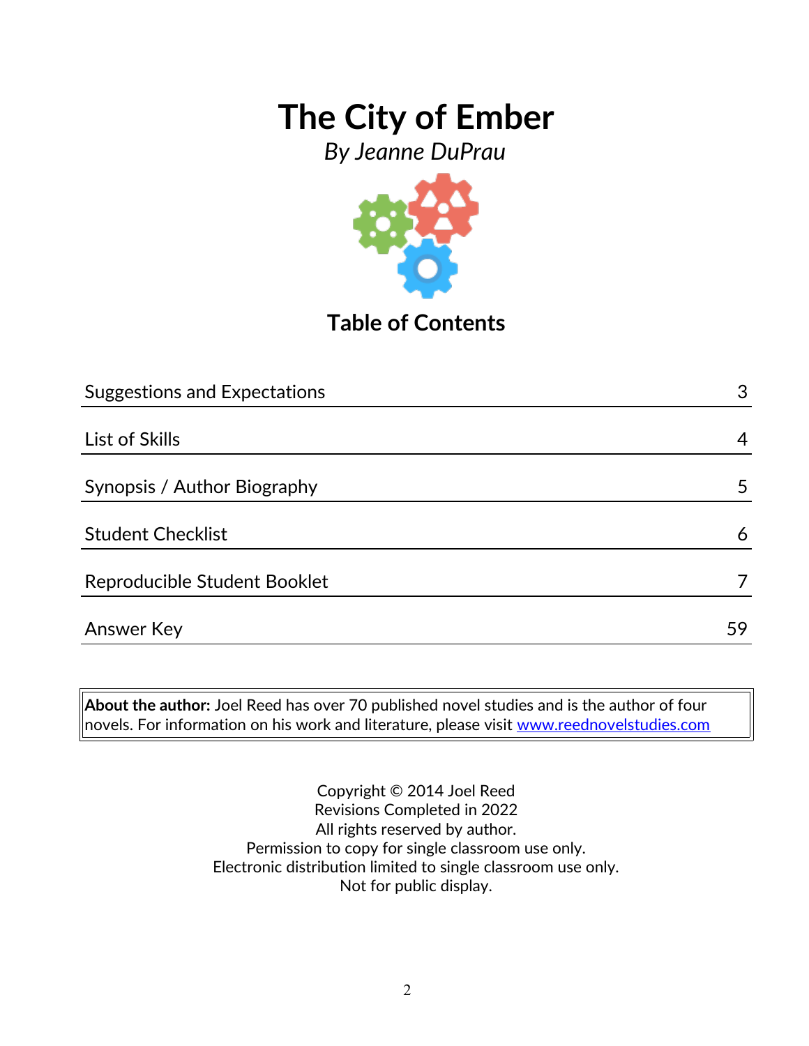# The City of Ember

*By Jeanne DuPrau*

## Table of Contents

| Section | Page |
| --- | --- |
| Suggestions and Expectations | 3 |
| List of Skills | 4 |
| Synopsis / Author Biography | 5 |
| Student Checklist | 6 |
| Reproducible Student Booklet | 7 |
| Answer Key | 59 |

**About the author:** Joel Reed has over 70 published novel studies and is the author of four novels. For information on his work and literature, please visit www.reednovelstudies.com

Copyright © 2014 Joel Reed
Revisions Completed in 2022
All rights reserved by author.
Permission to copy for single classroom use only.
Electronic distribution limited to single classroom use only.
Not for public display.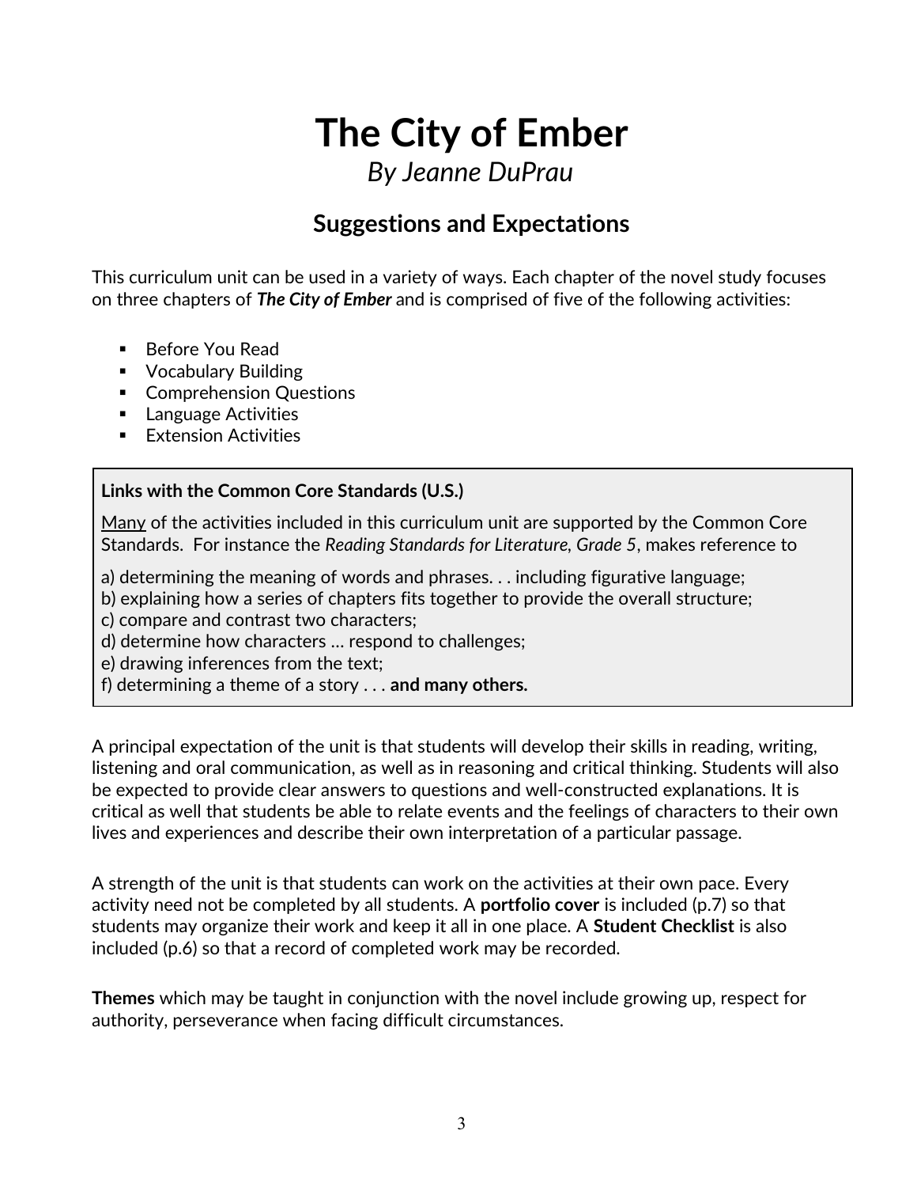# The City of Ember

*By Jeanne DuPrau*

## Suggestions and Expectations

This curriculum unit can be used in a variety of ways. Each chapter of the novel study focuses on three chapters of ***The City of Ember*** and is comprised of five of the following activities:

- Before You Read
- Vocabulary Building
- Comprehension Questions
- Language Activities
- Extension Activities

**Links with the Common Core Standards (U.S.)**

<u>Many</u> of the activities included in this curriculum unit are supported by the Common Core Standards. For instance the *Reading Standards for Literature, Grade 5*, makes reference to

a) determining the meaning of words and phrases. . . including figurative language;
b) explaining how a series of chapters fits together to provide the overall structure;
c) compare and contrast two characters;
d) determine how characters … respond to challenges;
e) drawing inferences from the text;
f) determining a theme of a story . . . **and many others.**

A principal expectation of the unit is that students will develop their skills in reading, writing, listening and oral communication, as well as in reasoning and critical thinking. Students will also be expected to provide clear answers to questions and well-constructed explanations. It is critical as well that students be able to relate events and the feelings of characters to their own lives and experiences and describe their own interpretation of a particular passage.

A strength of the unit is that students can work on the activities at their own pace. Every activity need not be completed by all students. A **portfolio cover** is included (p.7) so that students may organize their work and keep it all in one place. A **Student Checklist** is also included (p.6) so that a record of completed work may be recorded.

**Themes** which may be taught in conjunction with the novel include growing up, respect for authority, perseverance when facing difficult circumstances.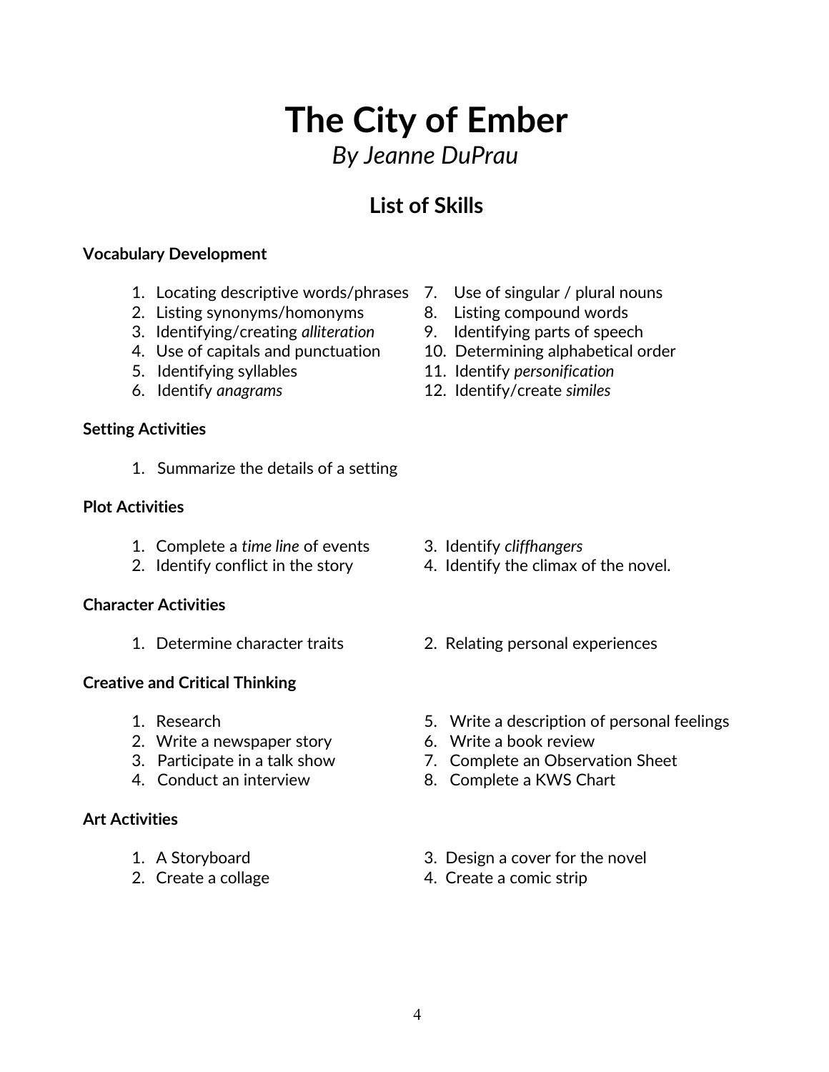# The City of Ember

*By Jeanne DuPrau*

## List of Skills

**Vocabulary Development**

1. Locating descriptive words/phrases
2. Listing synonyms/homonyms
3. Identifying/creating *alliteration*
4. Use of capitals and punctuation
5. Identifying syllables
6. Identify *anagrams*
7. Use of singular / plural nouns
8. Listing compound words
9. Identifying parts of speech
10. Determining alphabetical order
11. Identify *personification*
12. Identify/create *similes*

**Setting Activities**

1. Summarize the details of a setting

**Plot Activities**

1. Complete a *time line* of events
2. Identify conflict in the story
3. Identify *cliffhangers*
4. Identify the climax of the novel.

**Character Activities**

1. Determine character traits
2. Relating personal experiences

**Creative and Critical Thinking**

1. Research
2. Write a newspaper story
3. Participate in a talk show
4. Conduct an interview
5. Write a description of personal feelings
6. Write a book review
7. Complete an Observation Sheet
8. Complete a KWS Chart

**Art Activities**

1. A Storyboard
2. Create a collage
3. Design a cover for the novel
4. Create a comic strip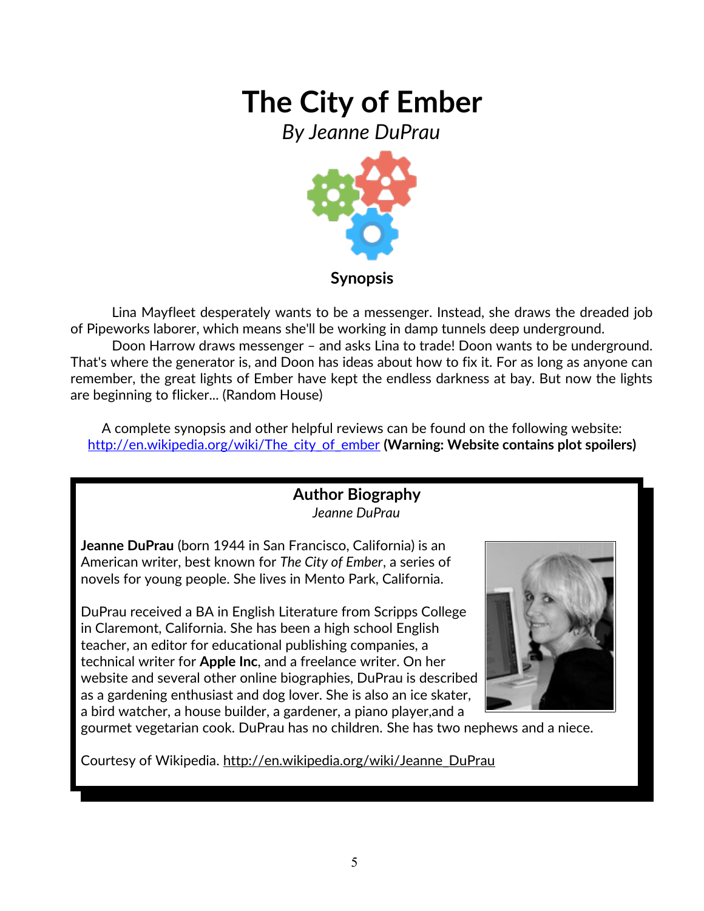# The City of Ember

*By Jeanne DuPrau*

**Synopsis**

Lina Mayfleet desperately wants to be a messenger. Instead, she draws the dreaded job of Pipeworks laborer, which means she'll be working in damp tunnels deep underground.

Doon Harrow draws messenger – and asks Lina to trade! Doon wants to be underground. That's where the generator is, and Doon has ideas about how to fix it. For as long as anyone can remember, the great lights of Ember have kept the endless darkness at bay. But now the lights are beginning to flicker... (Random House)

A complete synopsis and other helpful reviews can be found on the following website: [http://en.wikipedia.org/wiki/The_city_of_ember](http://en.wikipedia.org/wiki/The_city_of_ember) **(Warning: Website contains plot spoilers)**

## Author Biography

*Jeanne DuPrau*

**Jeanne DuPrau** (born 1944 in San Francisco, California) is an American writer, best known for *The City of Ember*, a series of novels for young people. She lives in Mento Park, California.

DuPrau received a BA in English Literature from Scripps College in Claremont, California. She has been a high school English teacher, an editor for educational publishing companies, a technical writer for **Apple Inc**, and a freelance writer. On her website and several other online biographies, DuPrau is described as a gardening enthusiast and dog lover. She is also an ice skater, a bird watcher, a house builder, a gardener, a piano player,and a gourmet vegetarian cook. DuPrau has no children. She has two nephews and a niece.

Courtesy of Wikipedia. [http://en.wikipedia.org/wiki/Jeanne_DuPrau](http://en.wikipedia.org/wiki/Jeanne_DuPrau)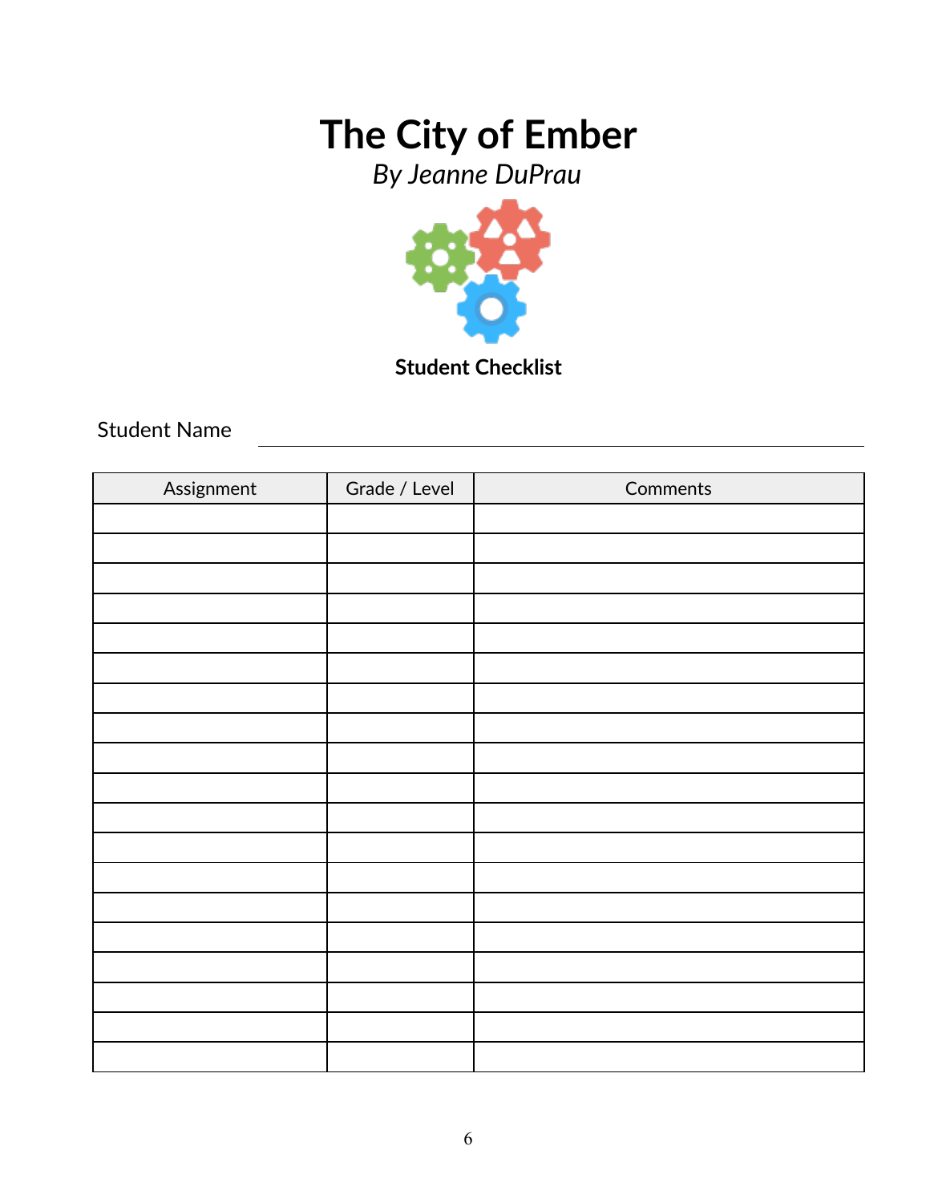# The City of Ember

*By Jeanne DuPrau*

**Student Checklist**

Student Name \_\_\_\_\_\_\_\_\_\_\_\_\_\_\_\_\_\_\_\_\_\_\_\_\_\_\_\_\_\_\_\_\_\_\_\_\_\_\_\_

| Assignment | Grade / Level | Comments |
|---|---|---|
| | | |
| | | |
| | | |
| | | |
| | | |
| | | |
| | | |
| | | |
| | | |
| | | |
| | | |
| | | |
| | | |
| | | |
| | | |
| | | |
| | | |
| | | |
| | | |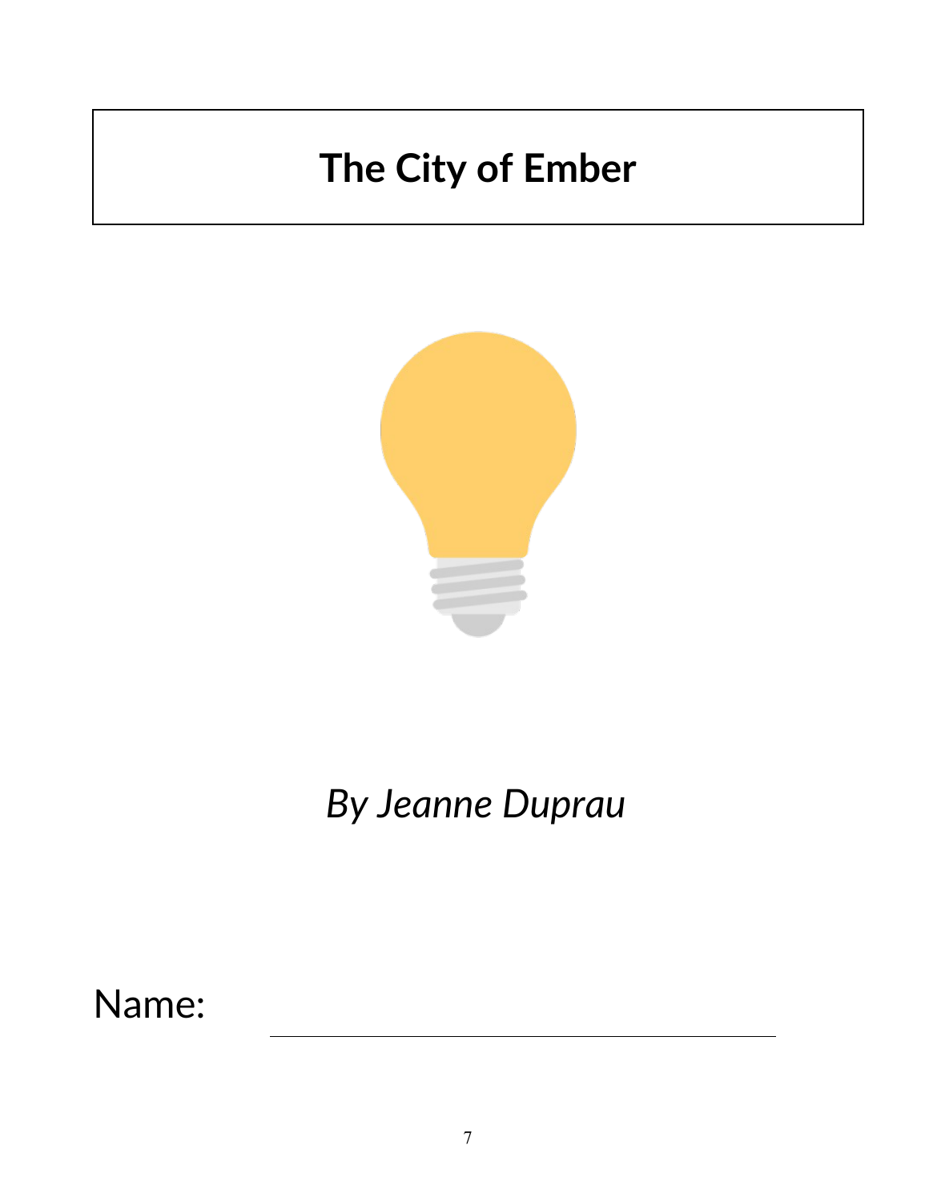# The City of Ember

*By Jeanne Duprau*

Name: ____________________________________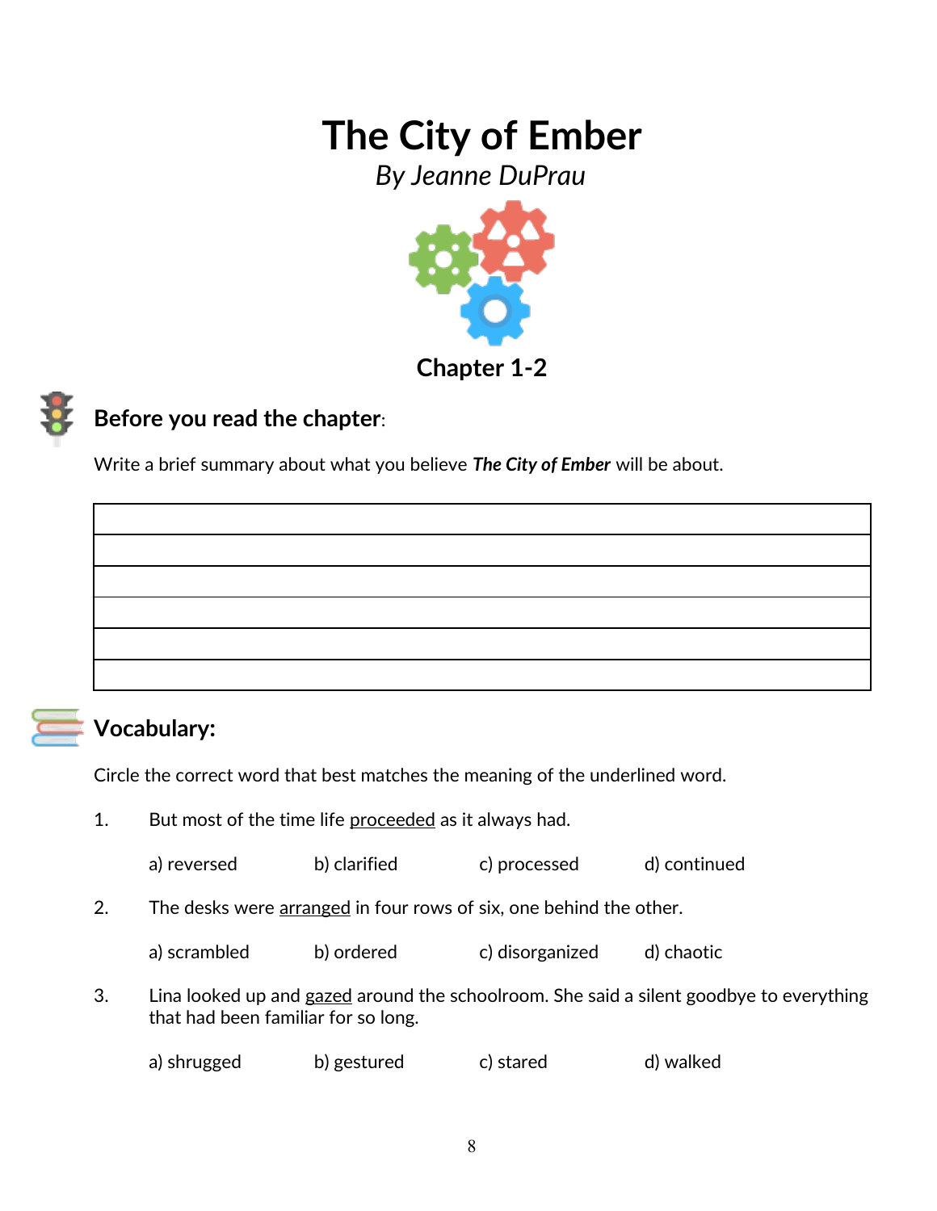# The City of Ember

*By Jeanne DuPrau*

## Chapter 1-2

## Before you read the chapter:

Write a brief summary about what you believe ***The City of Ember*** will be about.

| |
|---|
| |
| |
| |
| |
| |
| |

## Vocabulary:

Circle the correct word that best matches the meaning of the underlined word.

1. But most of the time life <u>proceeded</u> as it always had.

   a) reversed b) clarified c) processed d) continued

2. The desks were <u>arranged</u> in four rows of six, one behind the other.

   a) scrambled b) ordered c) disorganized d) chaotic

3. Lina looked up and <u>gazed</u> around the schoolroom. She said a silent goodbye to everything that had been familiar for so long.

   a) shrugged b) gestured c) stared d) walked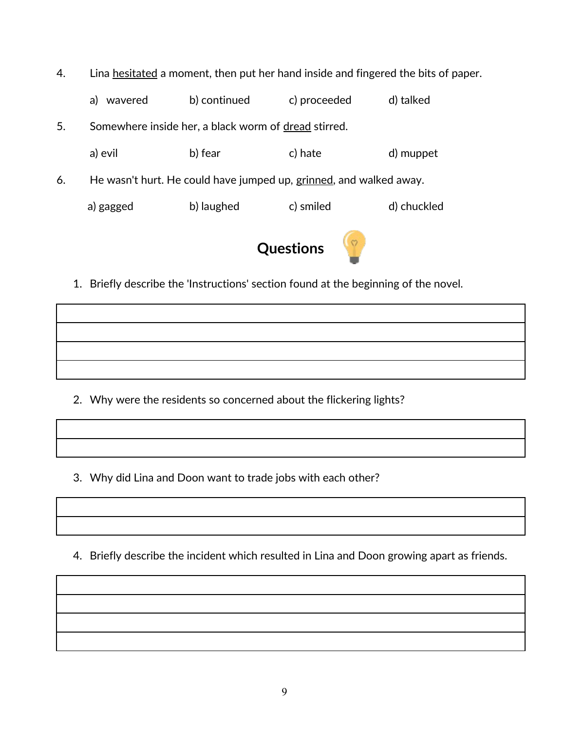4. Lina <u>hesitated</u> a moment, then put her hand inside and fingered the bits of paper.

   a) wavered  b) continued  c) proceeded  d) talked

5. Somewhere inside her, a black worm of <u>dread</u> stirred.

   a) evil  b) fear  c) hate  d) muppet

6. He wasn't hurt. He could have jumped up, <u>grinned</u>, and walked away.

   a) gagged  b) laughed  c) smiled  d) chuckled

## Questions

1. Briefly describe the 'Instructions' section found at the beginning of the novel.

|  |
|---|
|  |
|  |
|  |

2. Why were the residents so concerned about the flickering lights?

|  |
|---|
|  |

3. Why did Lina and Doon want to trade jobs with each other?

|  |
|---|
|  |

4. Briefly describe the incident which resulted in Lina and Doon growing apart as friends.

|  |
|---|
|  |
|  |
|  |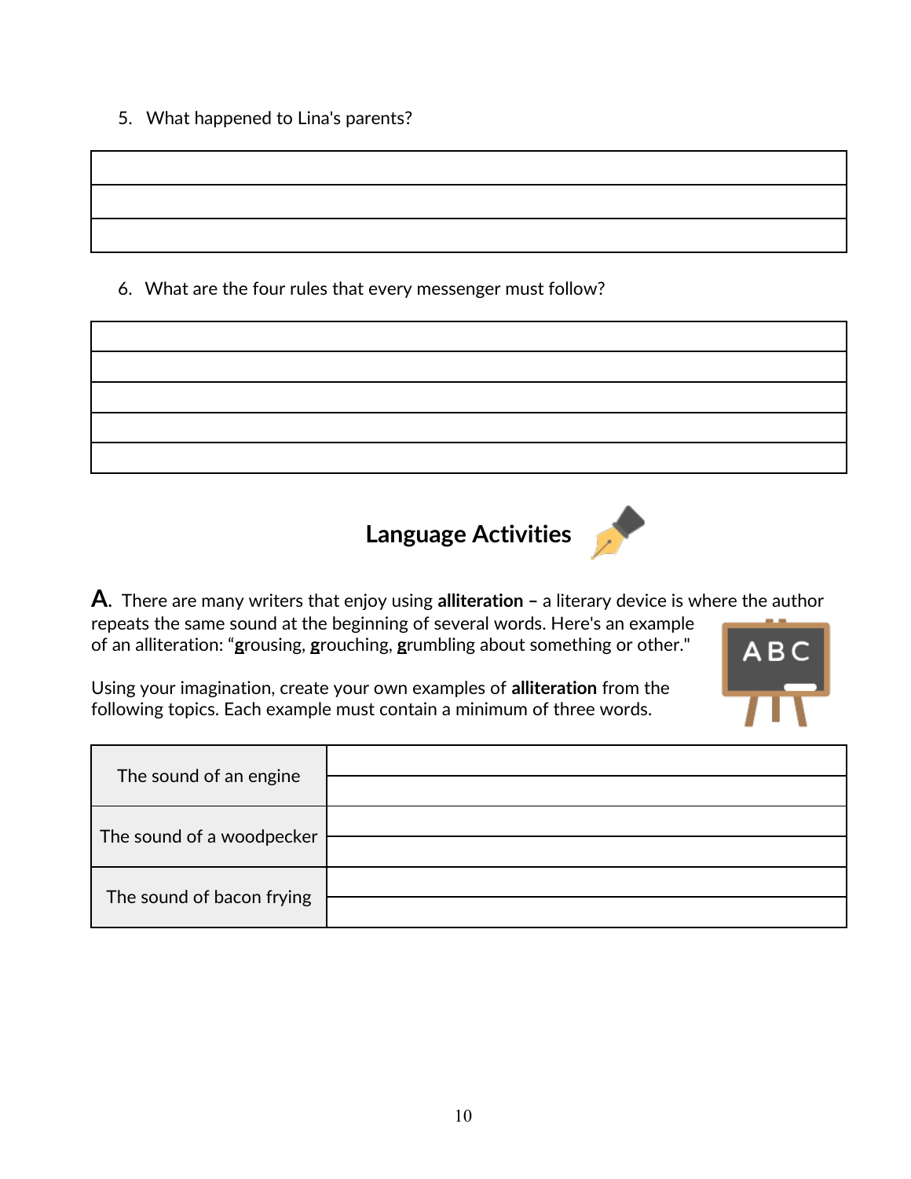5. What happened to Lina's parents?

| |
|---|
| |
| |
| |

6. What are the four rules that every messenger must follow?

| |
|---|
| |
| |
| |
| |
| |

## Language Activities

**A.** There are many writers that enjoy using **alliteration** – a literary device is where the author repeats the same sound at the beginning of several words. Here's an example of an alliteration: "**g**rousing, **g**rouching, **g**rumbling about something or other."

Using your imagination, create your own examples of **alliteration** from the following topics. Each example must contain a minimum of three words.

| | |
|---|---|
| The sound of an engine | |
| | |
| The sound of a woodpecker | |
| | |
| The sound of bacon frying | |
| | |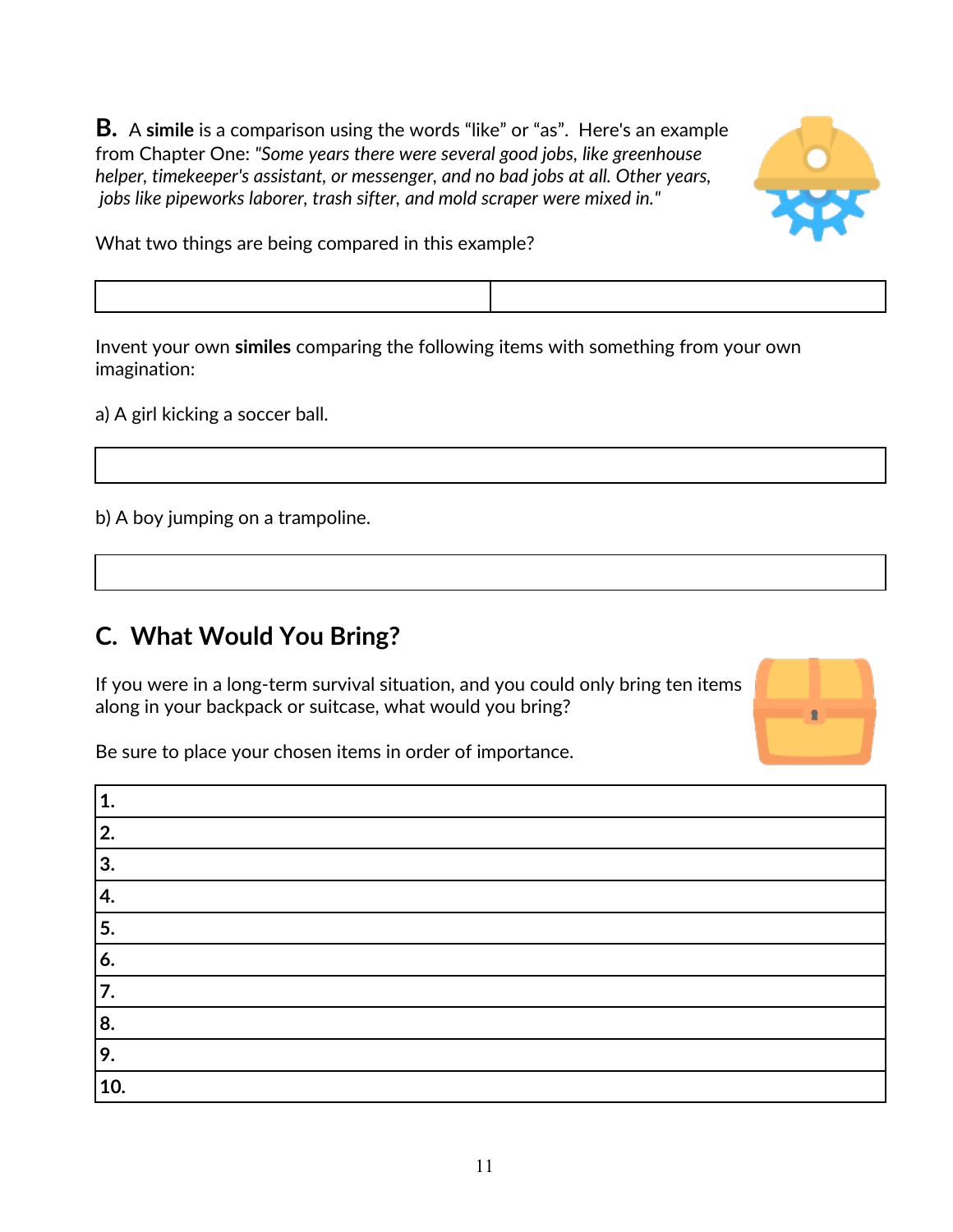**B.** A **simile** is a comparison using the words "like" or "as". Here's an example from Chapter One: *"Some years there were several good jobs, like greenhouse helper, timekeeper's assistant, or messenger, and no bad jobs at all. Other years, jobs like pipeworks laborer, trash sifter, and mold scraper were mixed in."*

What two things are being compared in this example?

| | |
|---|---|
| | |

Invent your own **similes** comparing the following items with something from your own imagination:

a) A girl kicking a soccer ball.

| |
|---|
| |

b) A boy jumping on a trampoline.

| |
|---|
| |

## C. What Would You Bring?

If you were in a long-term survival situation, and you could only bring ten items along in your backpack or suitcase, what would you bring?

Be sure to place your chosen items in order of importance.

| |
|---|
| **1.** |
| **2.** |
| **3.** |
| **4.** |
| **5.** |
| **6.** |
| **7.** |
| **8.** |
| **9.** |
| **10.** |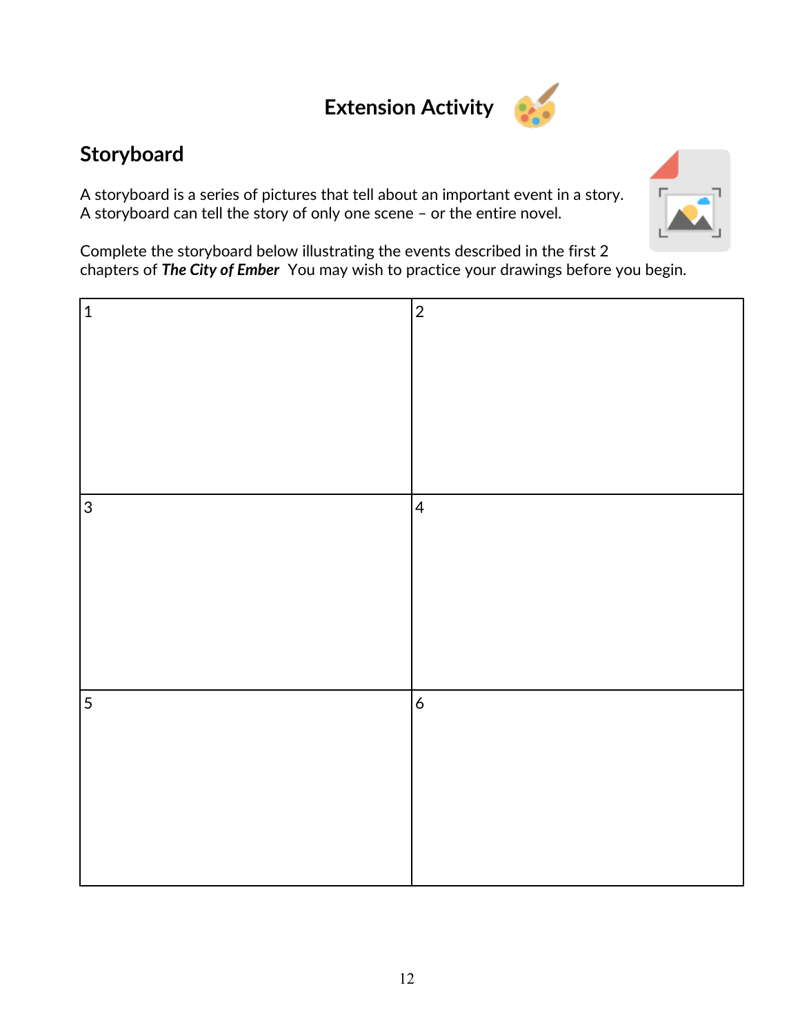# Extension Activity

## Storyboard

A storyboard is a series of pictures that tell about an important event in a story. A storyboard can tell the story of only one scene – or the entire novel.

Complete the storyboard below illustrating the events described in the first 2 chapters of ***The City of Ember*** You may wish to practice your drawings before you begin.

| | |
|---|---|
| 1 | 2 |
| 3 | 4 |
| 5 | 6 |